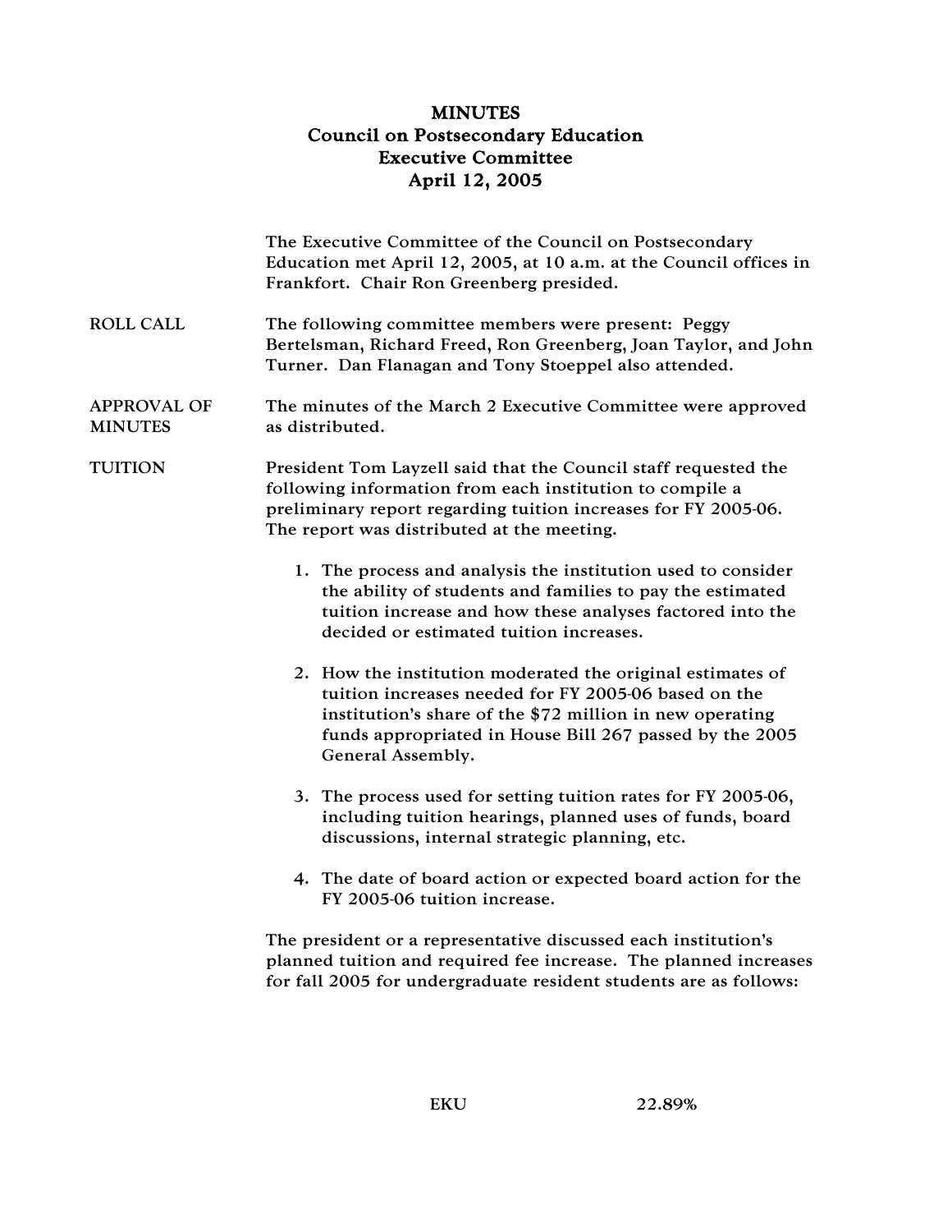# MINUTES
## Council on Postsecondary Education
## Executive Committee
## April 12, 2005

The Executive Committee of the Council on Postsecondary Education met April 12, 2005, at 10 a.m. at the Council offices in Frankfort. Chair Ron Greenberg presided.

**ROLL CALL**

The following committee members were present: Peggy Bertelsman, Richard Freed, Ron Greenberg, Joan Taylor, and John Turner. Dan Flanagan and Tony Stoeppel also attended.

**APPROVAL OF MINUTES**

The minutes of the March 2 Executive Committee were approved as distributed.

**TUITION**

President Tom Layzell said that the Council staff requested the following information from each institution to compile a preliminary report regarding tuition increases for FY 2005-06. The report was distributed at the meeting.

1. The process and analysis the institution used to consider the ability of students and families to pay the estimated tuition increase and how these analyses factored into the decided or estimated tuition increases.

2. How the institution moderated the original estimates of tuition increases needed for FY 2005-06 based on the institution's share of the $72 million in new operating funds appropriated in House Bill 267 passed by the 2005 General Assembly.

3. The process used for setting tuition rates for FY 2005-06, including tuition hearings, planned uses of funds, board discussions, internal strategic planning, etc.

4. The date of board action or expected board action for the FY 2005-06 tuition increase.

The president or a representative discussed each institution's planned tuition and required fee increase. The planned increases for fall 2005 for undergraduate resident students are as follows:

| | |
|---|---|
| EKU | 22.89% |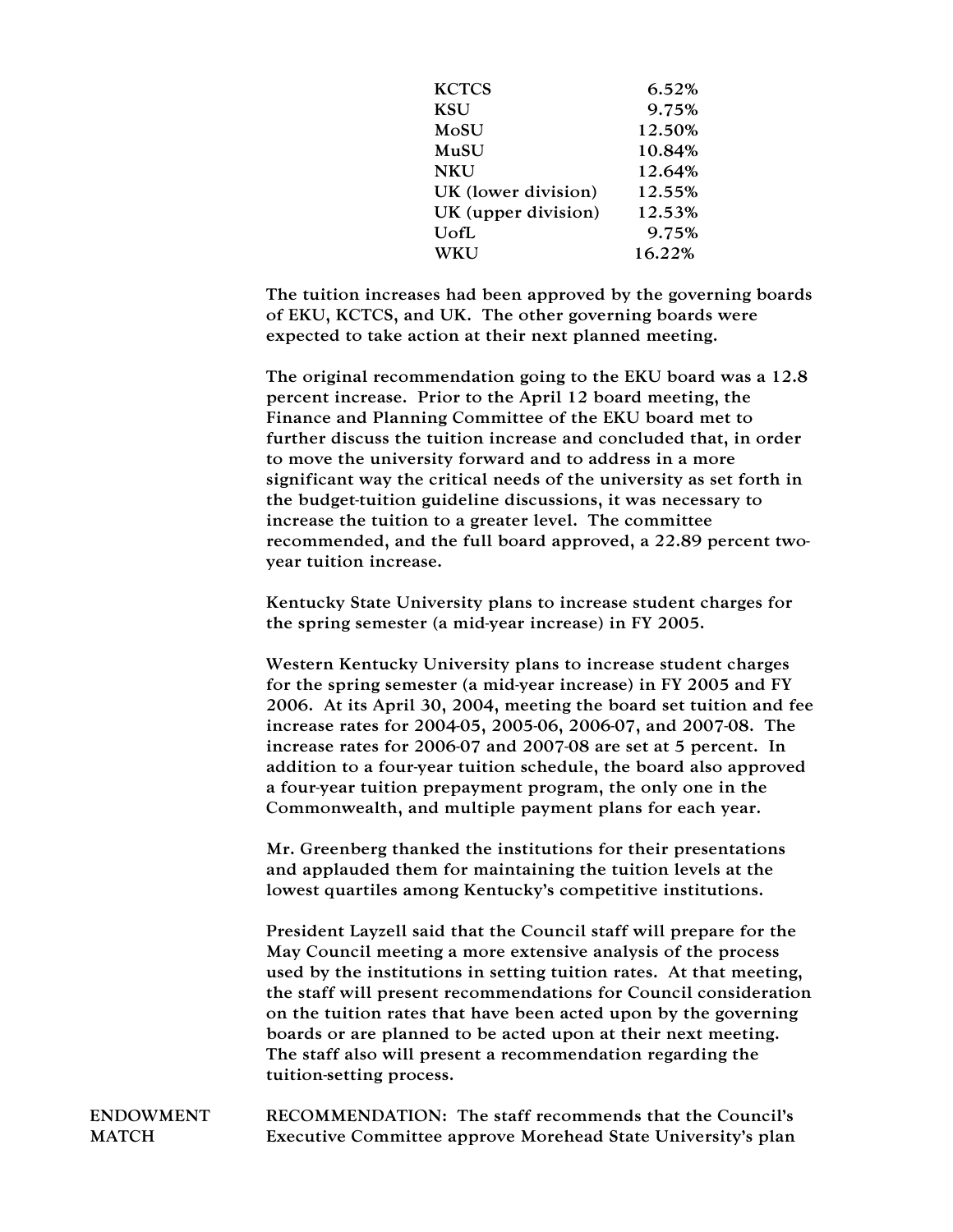| | |
|---|---|
| KCTCS | 6.52% |
| KSU | 9.75% |
| MoSU | 12.50% |
| MuSU | 10.84% |
| NKU | 12.64% |
| UK (lower division) | 12.55% |
| UK (upper division) | 12.53% |
| UofL | 9.75% |
| WKU | 16.22% |

The tuition increases had been approved by the governing boards of EKU, KCTCS, and UK. The other governing boards were expected to take action at their next planned meeting.

The original recommendation going to the EKU board was a 12.8 percent increase. Prior to the April 12 board meeting, the Finance and Planning Committee of the EKU board met to further discuss the tuition increase and concluded that, in order to move the university forward and to address in a more significant way the critical needs of the university as set forth in the budget-tuition guideline discussions, it was necessary to increase the tuition to a greater level. The committee recommended, and the full board approved, a 22.89 percent two-year tuition increase.

Kentucky State University plans to increase student charges for the spring semester (a mid-year increase) in FY 2005.

Western Kentucky University plans to increase student charges for the spring semester (a mid-year increase) in FY 2005 and FY 2006. At its April 30, 2004, meeting the board set tuition and fee increase rates for 2004-05, 2005-06, 2006-07, and 2007-08. The increase rates for 2006-07 and 2007-08 are set at 5 percent. In addition to a four-year tuition schedule, the board also approved a four-year tuition prepayment program, the only one in the Commonwealth, and multiple payment plans for each year.

Mr. Greenberg thanked the institutions for their presentations and applauded them for maintaining the tuition levels at the lowest quartiles among Kentucky's competitive institutions.

President Layzell said that the Council staff will prepare for the May Council meeting a more extensive analysis of the process used by the institutions in setting tuition rates. At that meeting, the staff will present recommendations for Council consideration on the tuition rates that have been acted upon by the governing boards or are planned to be acted upon at their next meeting. The staff also will present a recommendation regarding the tuition-setting process.

**ENDOWMENT MATCH**

RECOMMENDATION: The staff recommends that the Council's Executive Committee approve Morehead State University's plan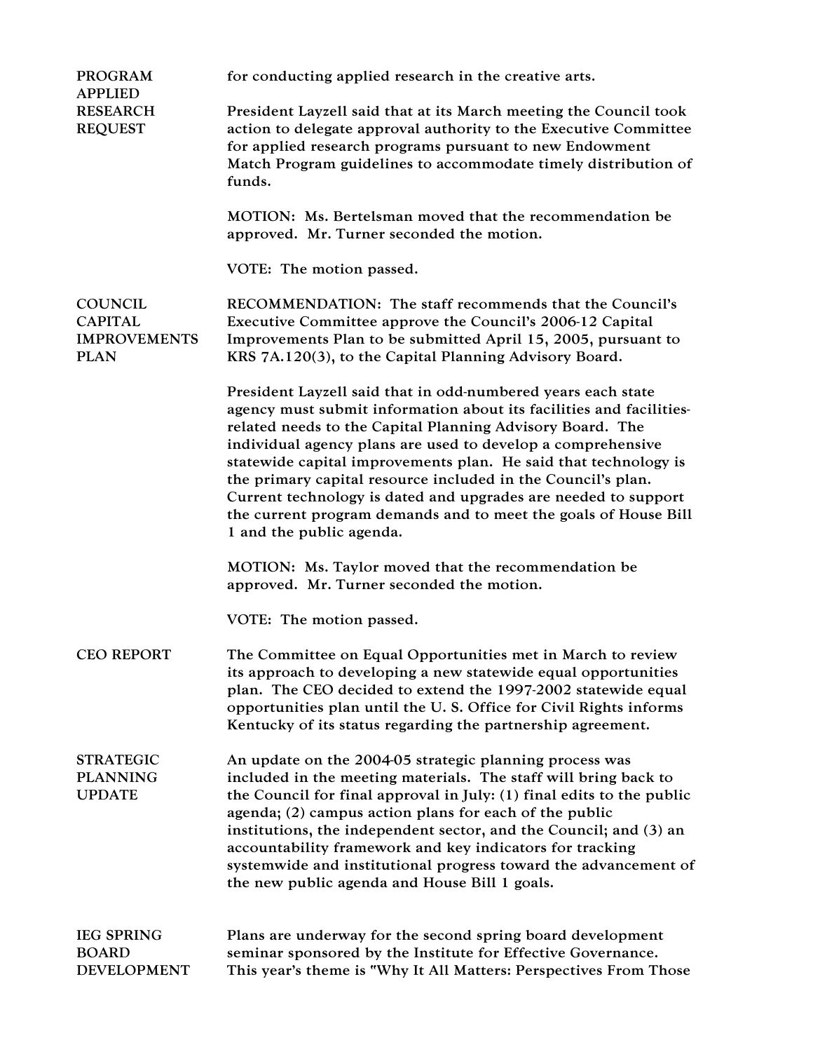**PROGRAM APPLIED RESEARCH REQUEST**

for conducting applied research in the creative arts.

President Layzell said that at its March meeting the Council took action to delegate approval authority to the Executive Committee for applied research programs pursuant to new Endowment Match Program guidelines to accommodate timely distribution of funds.

MOTION: Ms. Bertelsman moved that the recommendation be approved. Mr. Turner seconded the motion.

VOTE: The motion passed.

**COUNCIL CAPITAL IMPROVEMENTS PLAN**

RECOMMENDATION: The staff recommends that the Council's Executive Committee approve the Council's 2006-12 Capital Improvements Plan to be submitted April 15, 2005, pursuant to KRS 7A.120(3), to the Capital Planning Advisory Board.

President Layzell said that in odd-numbered years each state agency must submit information about its facilities and facilities-related needs to the Capital Planning Advisory Board. The individual agency plans are used to develop a comprehensive statewide capital improvements plan. He said that technology is the primary capital resource included in the Council's plan. Current technology is dated and upgrades are needed to support the current program demands and to meet the goals of House Bill 1 and the public agenda.

MOTION: Ms. Taylor moved that the recommendation be approved. Mr. Turner seconded the motion.

VOTE: The motion passed.

**CEO REPORT**

The Committee on Equal Opportunities met in March to review its approach to developing a new statewide equal opportunities plan. The CEO decided to extend the 1997-2002 statewide equal opportunities plan until the U. S. Office for Civil Rights informs Kentucky of its status regarding the partnership agreement.

**STRATEGIC PLANNING UPDATE**

An update on the 2004-05 strategic planning process was included in the meeting materials. The staff will bring back to the Council for final approval in July: (1) final edits to the public agenda; (2) campus action plans for each of the public institutions, the independent sector, and the Council; and (3) an accountability framework and key indicators for tracking systemwide and institutional progress toward the advancement of the new public agenda and House Bill 1 goals.

**IEG SPRING BOARD DEVELOPMENT**

Plans are underway for the second spring board development seminar sponsored by the Institute for Effective Governance. This year's theme is "Why It All Matters: Perspectives From Those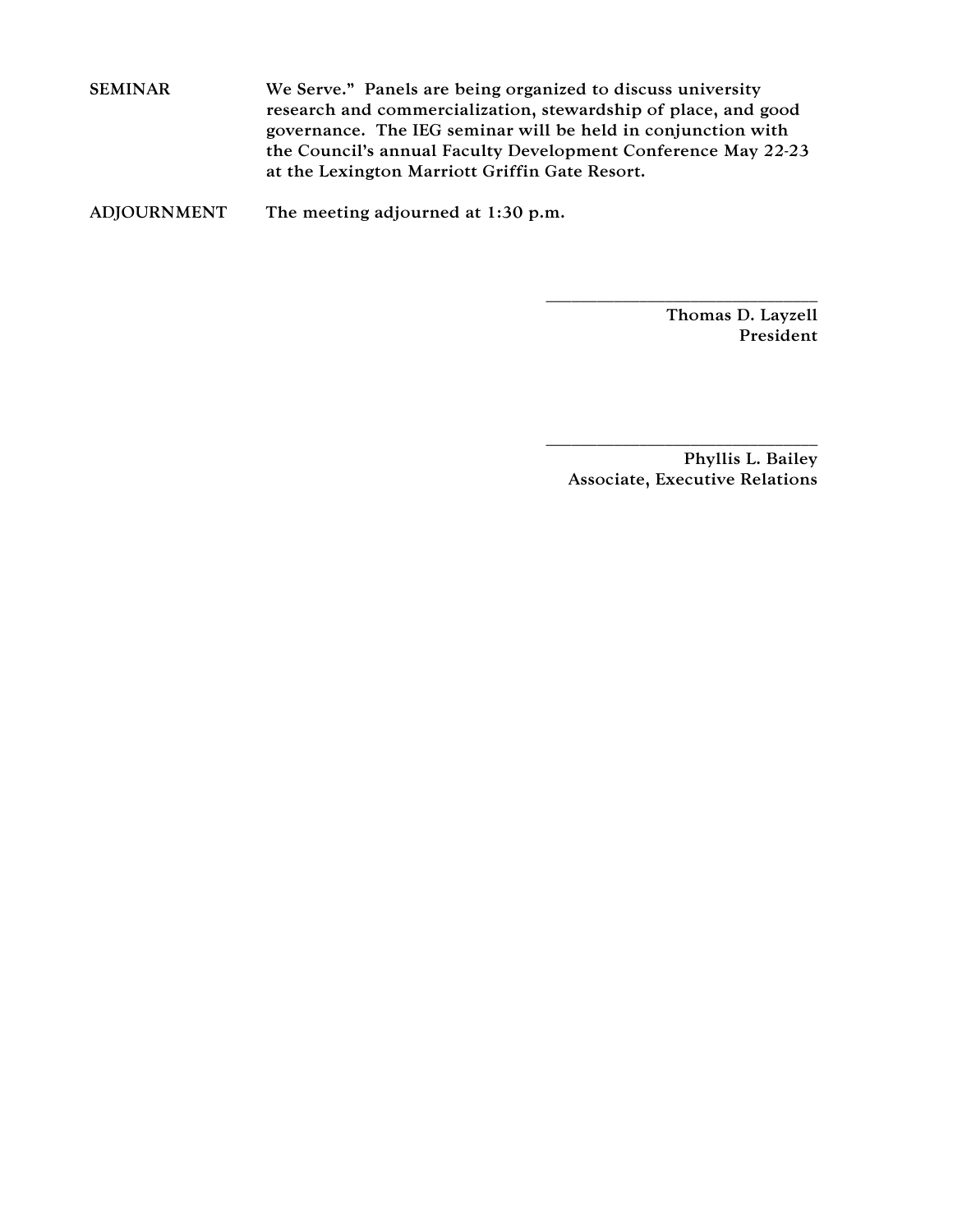**SEMINAR** We Serve." Panels are being organized to discuss university research and commercialization, stewardship of place, and good governance. The IEG seminar will be held in conjunction with the Council's annual Faculty Development Conference May 22-23 at the Lexington Marriott Griffin Gate Resort.

**ADJOURNMENT** The meeting adjourned at 1:30 p.m.

\_\_\_\_\_\_\_\_\_\_\_\_\_\_\_\_\_\_\_\_\_\_\_\_\_\_\_\_\_\_

Thomas D. Layzell
President

\_\_\_\_\_\_\_\_\_\_\_\_\_\_\_\_\_\_\_\_\_\_\_\_\_\_\_\_\_\_

Phyllis L. Bailey
Associate, Executive Relations